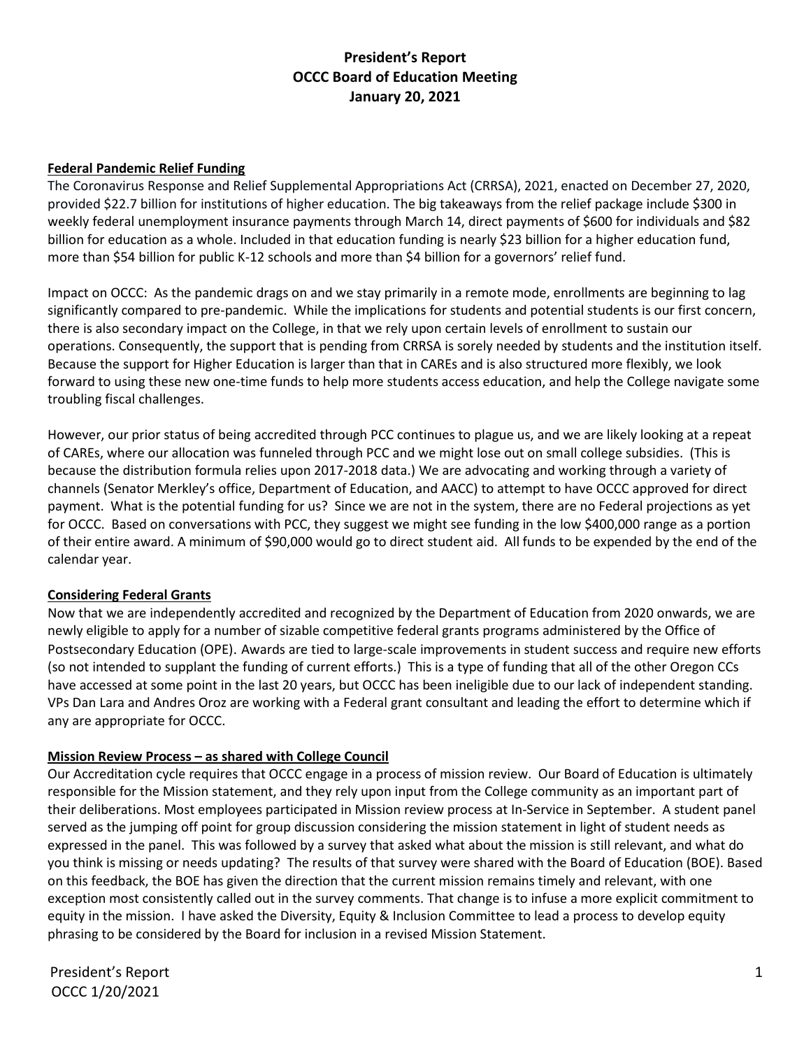# President's Report
## OCCC Board of Education Meeting
## January 20, 2021

### Federal Pandemic Relief Funding

The Coronavirus Response and Relief Supplemental Appropriations Act (CRRSA), 2021, enacted on December 27, 2020, provided $22.7 billion for institutions of higher education. The big takeaways from the relief package include $300 in weekly federal unemployment insurance payments through March 14, direct payments of $600 for individuals and $82 billion for education as a whole. Included in that education funding is nearly $23 billion for a higher education fund, more than $54 billion for public K-12 schools and more than $4 billion for a governors' relief fund.

Impact on OCCC: As the pandemic drags on and we stay primarily in a remote mode, enrollments are beginning to lag significantly compared to pre-pandemic. While the implications for students and potential students is our first concern, there is also secondary impact on the College, in that we rely upon certain levels of enrollment to sustain our operations. Consequently, the support that is pending from CRRSA is sorely needed by students and the institution itself. Because the support for Higher Education is larger than that in CAREs and is also structured more flexibly, we look forward to using these new one-time funds to help more students access education, and help the College navigate some troubling fiscal challenges.

However, our prior status of being accredited through PCC continues to plague us, and we are likely looking at a repeat of CAREs, where our allocation was funneled through PCC and we might lose out on small college subsidies. (This is because the distribution formula relies upon 2017-2018 data.) We are advocating and working through a variety of channels (Senator Merkley's office, Department of Education, and AACC) to attempt to have OCCC approved for direct payment. What is the potential funding for us? Since we are not in the system, there are no Federal projections as yet for OCCC. Based on conversations with PCC, they suggest we might see funding in the low $400,000 range as a portion of their entire award. A minimum of $90,000 would go to direct student aid. All funds to be expended by the end of the calendar year.

### Considering Federal Grants

Now that we are independently accredited and recognized by the Department of Education from 2020 onwards, we are newly eligible to apply for a number of sizable competitive federal grants programs administered by the Office of Postsecondary Education (OPE). Awards are tied to large-scale improvements in student success and require new efforts (so not intended to supplant the funding of current efforts.) This is a type of funding that all of the other Oregon CCs have accessed at some point in the last 20 years, but OCCC has been ineligible due to our lack of independent standing. VPs Dan Lara and Andres Oroz are working with a Federal grant consultant and leading the effort to determine which if any are appropriate for OCCC.

### Mission Review Process – as shared with College Council

Our Accreditation cycle requires that OCCC engage in a process of mission review. Our Board of Education is ultimately responsible for the Mission statement, and they rely upon input from the College community as an important part of their deliberations. Most employees participated in Mission review process at In-Service in September. A student panel served as the jumping off point for group discussion considering the mission statement in light of student needs as expressed in the panel. This was followed by a survey that asked what about the mission is still relevant, and what do you think is missing or needs updating? The results of that survey were shared with the Board of Education (BOE). Based on this feedback, the BOE has given the direction that the current mission remains timely and relevant, with one exception most consistently called out in the survey comments. That change is to infuse a more explicit commitment to equity in the mission. I have asked the Diversity, Equity & Inclusion Committee to lead a process to develop equity phrasing to be considered by the Board for inclusion in a revised Mission Statement.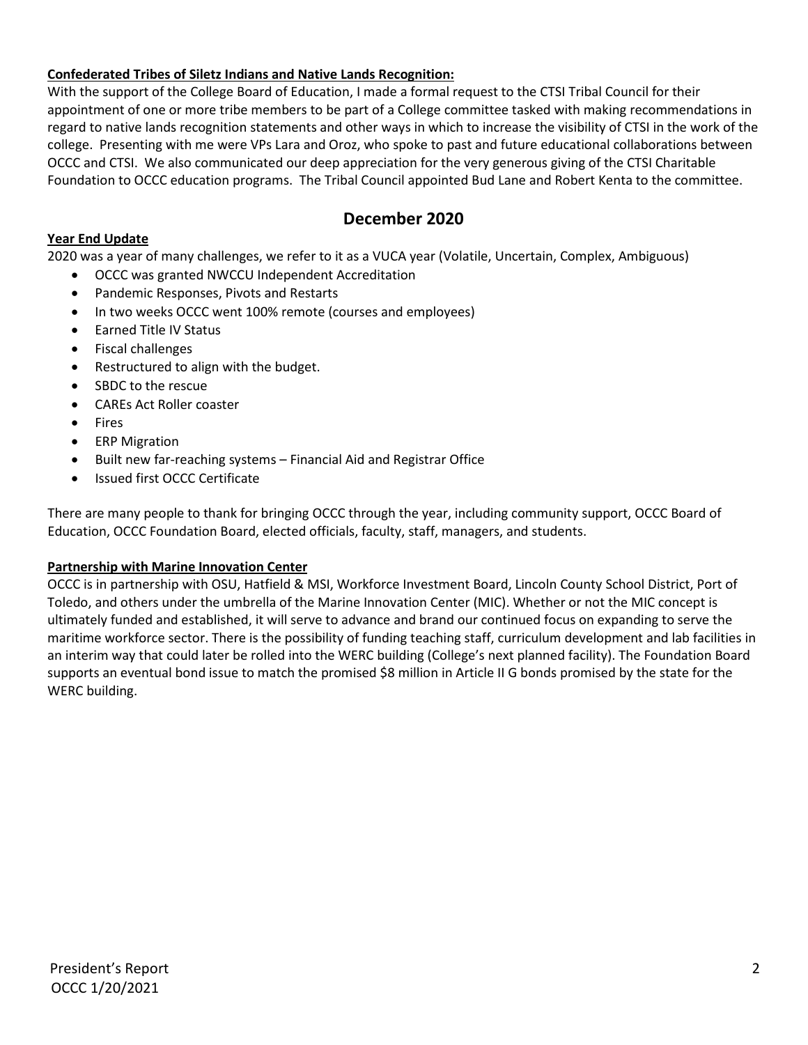**Confederated Tribes of Siletz Indians and Native Lands Recognition:**

With the support of the College Board of Education, I made a formal request to the CTSI Tribal Council for their appointment of one or more tribe members to be part of a College committee tasked with making recommendations in regard to native lands recognition statements and other ways in which to increase the visibility of CTSI in the work of the college. Presenting with me were VPs Lara and Oroz, who spoke to past and future educational collaborations between OCCC and CTSI. We also communicated our deep appreciation for the very generous giving of the CTSI Charitable Foundation to OCCC education programs. The Tribal Council appointed Bud Lane and Robert Kenta to the committee.

## December 2020

**Year End Update**

2020 was a year of many challenges, we refer to it as a VUCA year (Volatile, Uncertain, Complex, Ambiguous)

- OCCC was granted NWCCU Independent Accreditation
- Pandemic Responses, Pivots and Restarts
- In two weeks OCCC went 100% remote (courses and employees)
- Earned Title IV Status
- Fiscal challenges
- Restructured to align with the budget.
- SBDC to the rescue
- CAREs Act Roller coaster
- Fires
- ERP Migration
- Built new far-reaching systems – Financial Aid and Registrar Office
- Issued first OCCC Certificate

There are many people to thank for bringing OCCC through the year, including community support, OCCC Board of Education, OCCC Foundation Board, elected officials, faculty, staff, managers, and students.

**Partnership with Marine Innovation Center**

OCCC is in partnership with OSU, Hatfield & MSI, Workforce Investment Board, Lincoln County School District, Port of Toledo, and others under the umbrella of the Marine Innovation Center (MIC). Whether or not the MIC concept is ultimately funded and established, it will serve to advance and brand our continued focus on expanding to serve the maritime workforce sector. There is the possibility of funding teaching staff, curriculum development and lab facilities in an interim way that could later be rolled into the WERC building (College's next planned facility). The Foundation Board supports an eventual bond issue to match the promised $8 million in Article II G bonds promised by the state for the WERC building.